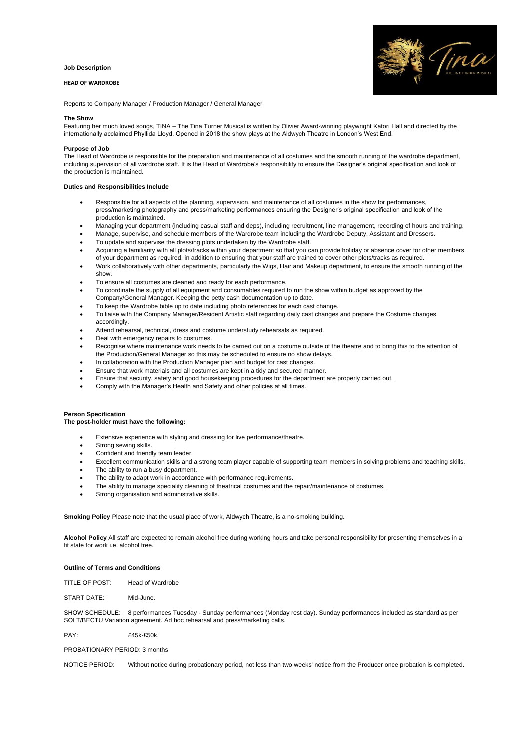**Job Description**

**HEAD OF WARDROBE**

Reports to Company Manager / Production Manager / General Manager

**The Show**

Featuring her much loved songs, TINA – The Tina Turner Musical is written by Olivier Award-winning playwright Katori Hall and directed by the internationally acclaimed Phyllida Lloyd. Opened in 2018 the show plays at the Aldwych Theatre in London's West End.

**Purpose of Job**

The Head of Wardrobe is responsible for the preparation and maintenance of all costumes and the smooth running of the wardrobe department, including supervision of all wardrobe staff. It is the Head of Wardrobe's responsibility to ensure the Designer's original specification and look of the production is maintained.

**Duties and Responsibilities Include**

- Responsible for all aspects of the planning, supervision, and maintenance of all costumes in the show for performances, press/marketing photography and press/marketing performances ensuring the Designer's original specification and look of the production is maintained.
- Managing your department (including casual staff and deps), including recruitment, line management, recording of hours and training.
- Manage, supervise, and schedule members of the Wardrobe team including the Wardrobe Deputy, Assistant and Dressers.
- To update and supervise the dressing plots undertaken by the Wardrobe staff.
- Acquiring a familiarity with all plots/tracks within your department so that you can provide holiday or absence cover for other members of your department as required, in addition to ensuring that your staff are trained to cover other plots/tracks as required.
- Work collaboratively with other departments, particularly the Wigs, Hair and Makeup department, to ensure the smooth running of the show.
- To ensure all costumes are cleaned and ready for each performance.
- To coordinate the supply of all equipment and consumables required to run the show within budget as approved by the Company/General Manager. Keeping the petty cash documentation up to date.
- To keep the Wardrobe bible up to date including photo references for each cast change.
- To liaise with the Company Manager/Resident Artistic staff regarding daily cast changes and prepare the Costume changes accordingly.
- Attend rehearsal, technical, dress and costume understudy rehearsals as required.
- Deal with emergency repairs to costumes.
- Recognise where maintenance work needs to be carried out on a costume outside of the theatre and to bring this to the attention of the Production/General Manager so this may be scheduled to ensure no show delays.
- In collaboration with the Production Manager plan and budget for cast changes.
- Ensure that work materials and all costumes are kept in a tidy and secured manner.
- Ensure that security, safety and good housekeeping procedures for the department are properly carried out.
- Comply with the Manager's Health and Safety and other policies at all times.

**Person Specification**

**The post-holder must have the following:**

- Extensive experience with styling and dressing for live performance/theatre.
- Strong sewing skills.
- Confident and friendly team leader.
- Excellent communication skills and a strong team player capable of supporting team members in solving problems and teaching skills.
- The ability to run a busy department.
- The ability to adapt work in accordance with performance requirements.
- The ability to manage speciality cleaning of theatrical costumes and the repair/maintenance of costumes.
- Strong organisation and administrative skills.

**Smoking Policy** Please note that the usual place of work, Aldwych Theatre, is a no-smoking building.

**Alcohol Policy** All staff are expected to remain alcohol free during working hours and take personal responsibility for presenting themselves in a fit state for work i.e. alcohol free.

**Outline of Terms and Conditions**

TITLE OF POST: Head of Wardrobe

START DATE: Mid-June.

SHOW SCHEDULE: 8 performances Tuesday - Sunday performances (Monday rest day). Sunday performances included as standard as per SOLT/BECTU Variation agreement. Ad hoc rehearsal and press/marketing calls.

PAY: £45k-£50k.

PROBATIONARY PERIOD: 3 months

NOTICE PERIOD: Without notice during probationary period, not less than two weeks' notice from the Producer once probation is completed.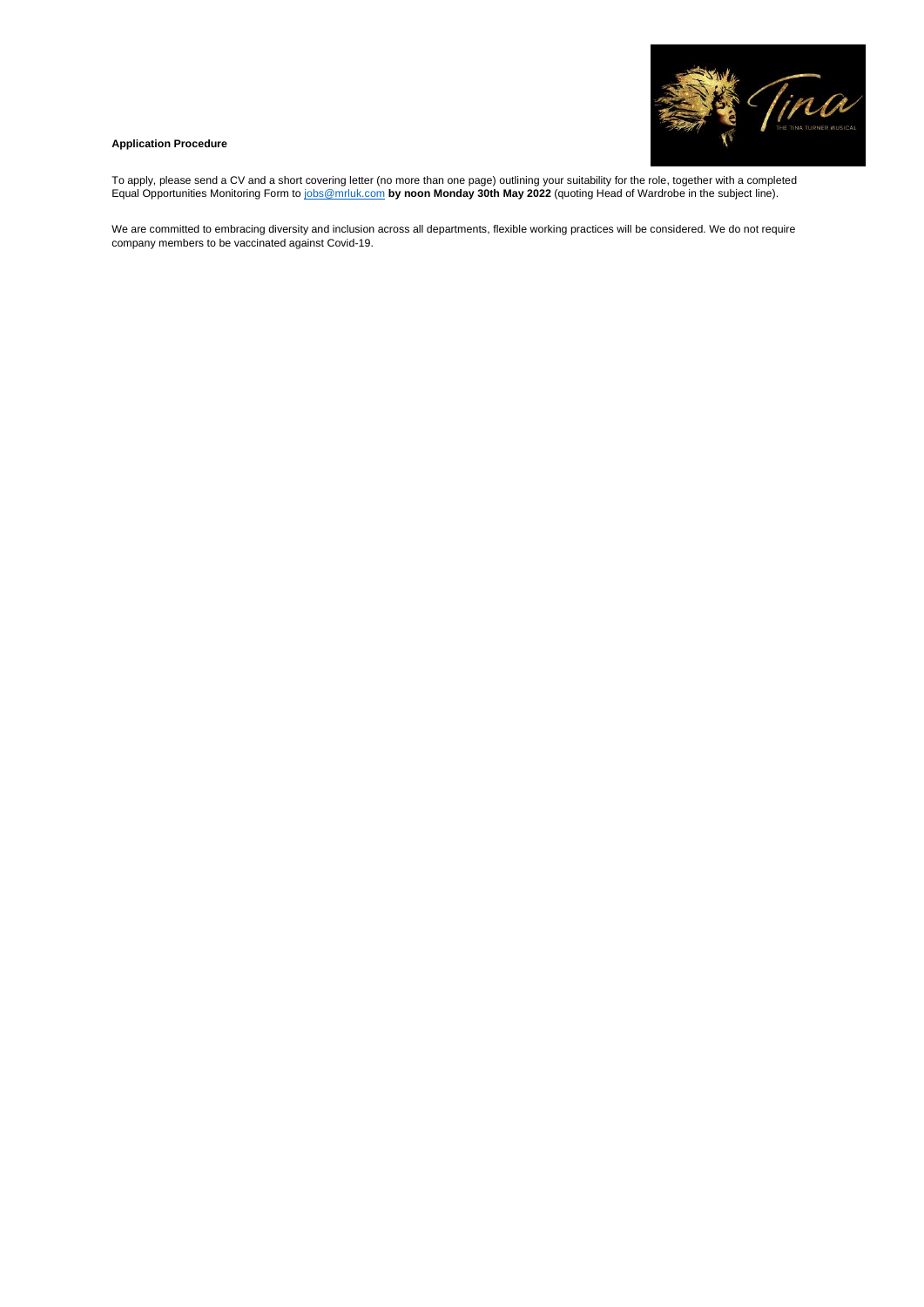**Application Procedure**

To apply, please send a CV and a short covering letter (no more than one page) outlining your suitability for the role, together with a completed Equal Opportunities Monitoring Form to jobs@mrluk.com **by noon Monday 30th May 2022** (quoting Head of Wardrobe in the subject line).

We are committed to embracing diversity and inclusion across all departments, flexible working practices will be considered. We do not require company members to be vaccinated against Covid-19.